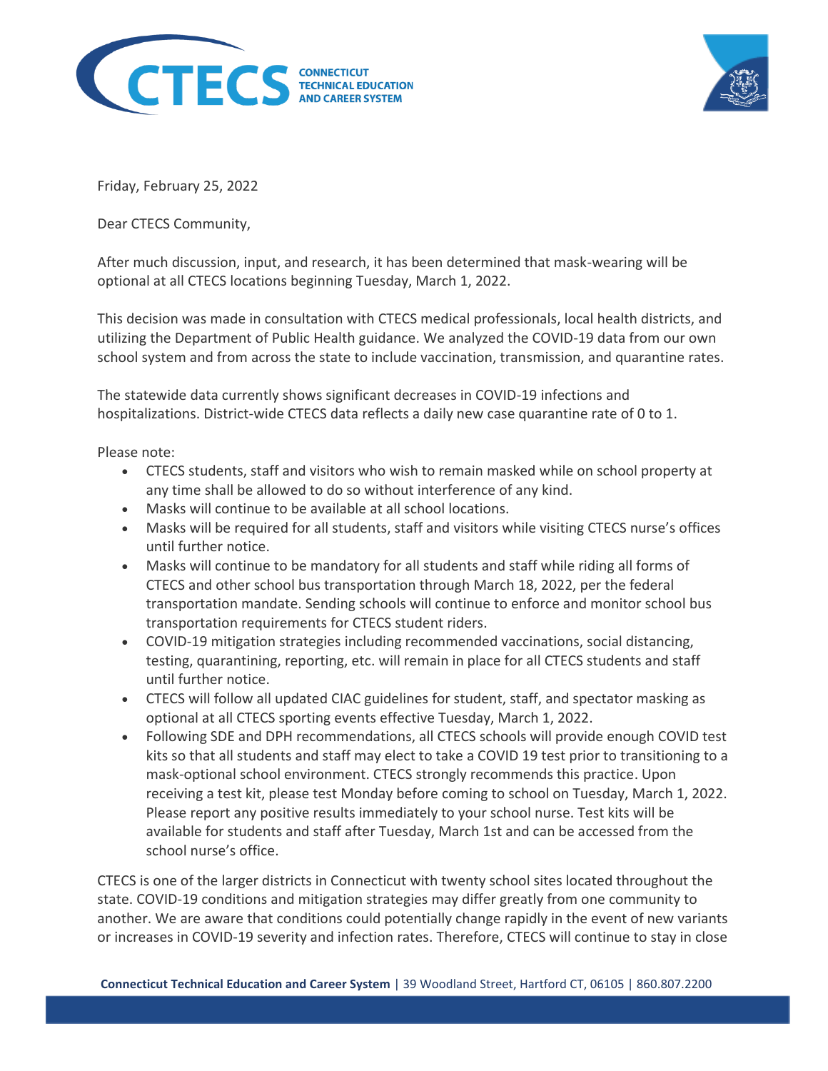CTECS CONNECTICUT TECHNICAL EDUCATION AND CAREER SYSTEM

Friday, February 25, 2022

Dear CTECS Community,

After much discussion, input, and research, it has been determined that mask-wearing will be optional at all CTECS locations beginning Tuesday, March 1, 2022.

This decision was made in consultation with CTECS medical professionals, local health districts, and utilizing the Department of Public Health guidance. We analyzed the COVID-19 data from our own school system and from across the state to include vaccination, transmission, and quarantine rates.

The statewide data currently shows significant decreases in COVID-19 infections and hospitalizations. District-wide CTECS data reflects a daily new case quarantine rate of 0 to 1.

Please note:

- CTECS students, staff and visitors who wish to remain masked while on school property at any time shall be allowed to do so without interference of any kind.
- Masks will continue to be available at all school locations.
- Masks will be required for all students, staff and visitors while visiting CTECS nurse's offices until further notice.
- Masks will continue to be mandatory for all students and staff while riding all forms of CTECS and other school bus transportation through March 18, 2022, per the federal transportation mandate. Sending schools will continue to enforce and monitor school bus transportation requirements for CTECS student riders.
- COVID-19 mitigation strategies including recommended vaccinations, social distancing, testing, quarantining, reporting, etc. will remain in place for all CTECS students and staff until further notice.
- CTECS will follow all updated CIAC guidelines for student, staff, and spectator masking as optional at all CTECS sporting events effective Tuesday, March 1, 2022.
- Following SDE and DPH recommendations, all CTECS schools will provide enough COVID test kits so that all students and staff may elect to take a COVID 19 test prior to transitioning to a mask-optional school environment. CTECS strongly recommends this practice. Upon receiving a test kit, please test Monday before coming to school on Tuesday, March 1, 2022. Please report any positive results immediately to your school nurse. Test kits will be available for students and staff after Tuesday, March 1st and can be accessed from the school nurse's office.

CTECS is one of the larger districts in Connecticut with twenty school sites located throughout the state. COVID-19 conditions and mitigation strategies may differ greatly from one community to another. We are aware that conditions could potentially change rapidly in the event of new variants or increases in COVID-19 severity and infection rates. Therefore, CTECS will continue to stay in close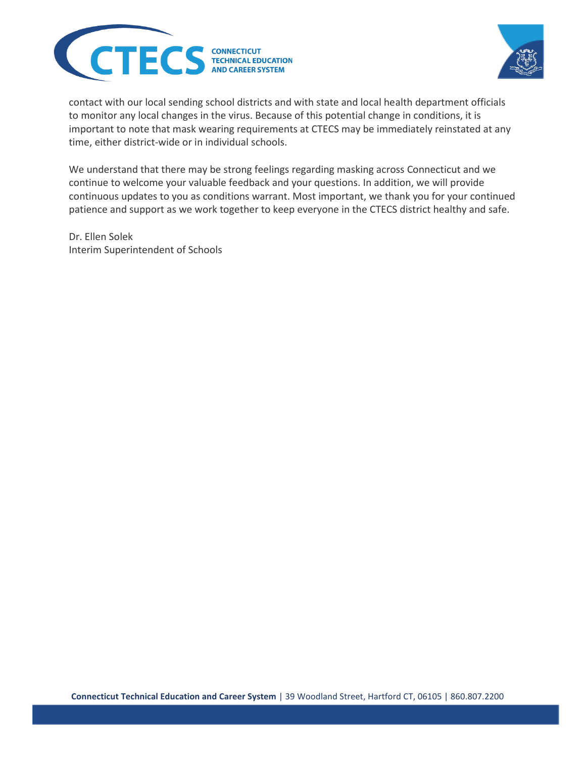contact with our local sending school districts and with state and local health department officials to monitor any local changes in the virus. Because of this potential change in conditions, it is important to note that mask wearing requirements at CTECS may be immediately reinstated at any time, either district-wide or in individual schools.

We understand that there may be strong feelings regarding masking across Connecticut and we continue to welcome your valuable feedback and your questions. In addition, we will provide continuous updates to you as conditions warrant. Most important, we thank you for your continued patience and support as we work together to keep everyone in the CTECS district healthy and safe.

Dr. Ellen Solek
Interim Superintendent of Schools